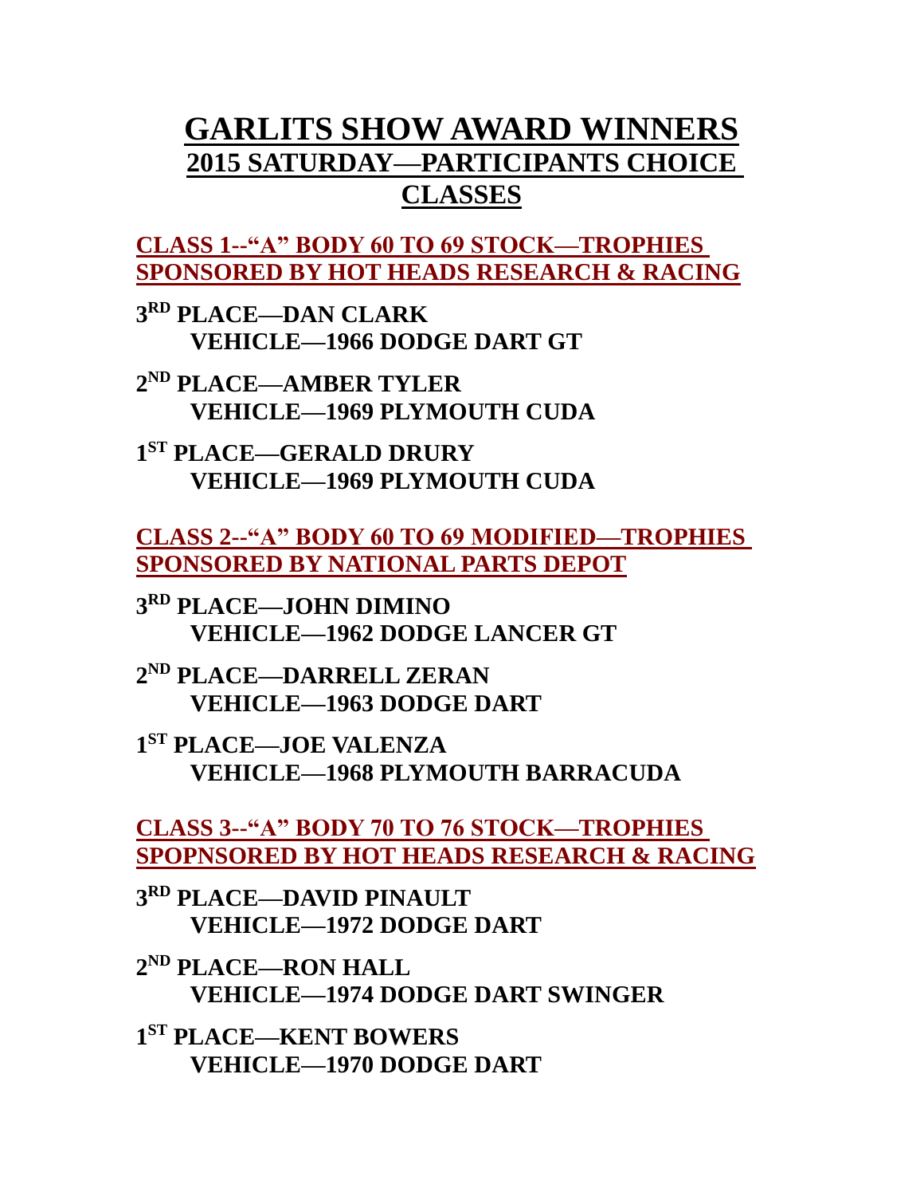# GARLITS SHOW AWARD WINNERS
## 2015 SATURDAY—PARTICIPANTS CHOICE CLASSES

### CLASS 1--"A" BODY 60 TO 69 STOCK—TROPHIES SPONSORED BY HOT HEADS RESEARCH & RACING

**3RD PLACE—DAN CLARK**
**VEHICLE—1966 DODGE DART GT**

**2ND PLACE—AMBER TYLER**
**VEHICLE—1969 PLYMOUTH CUDA**

**1ST PLACE—GERALD DRURY**
**VEHICLE—1969 PLYMOUTH CUDA**

### CLASS 2--"A" BODY 60 TO 69 MODIFIED—TROPHIES SPONSORED BY NATIONAL PARTS DEPOT

**3RD PLACE—JOHN DIMINO**
**VEHICLE—1962 DODGE LANCER GT**

**2ND PLACE—DARRELL ZERAN**
**VEHICLE—1963 DODGE DART**

**1ST PLACE—JOE VALENZA**
**VEHICLE—1968 PLYMOUTH BARRACUDA**

### CLASS 3--"A" BODY 70 TO 76 STOCK—TROPHIES SPOPNSORED BY HOT HEADS RESEARCH & RACING

**3RD PLACE—DAVID PINAULT**
**VEHICLE—1972 DODGE DART**

**2ND PLACE—RON HALL**
**VEHICLE—1974 DODGE DART SWINGER**

**1ST PLACE—KENT BOWERS**
**VEHICLE—1970 DODGE DART**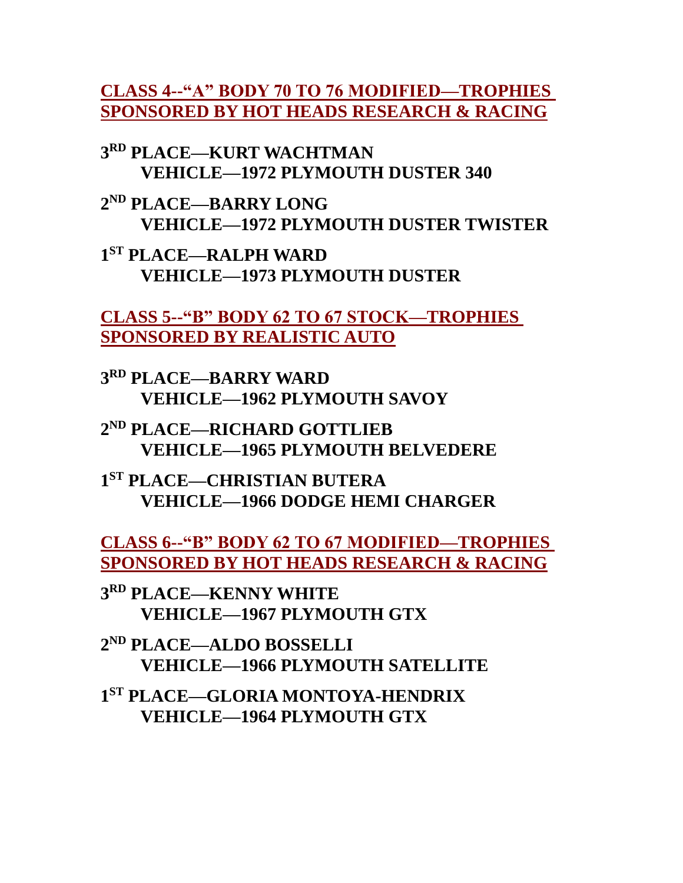## CLASS 4--“A” BODY 70 TO 76 MODIFIED—TROPHIES SPONSORED BY HOT HEADS RESEARCH & RACING

**3RD PLACE—KURT WACHTMAN**
**VEHICLE—1972 PLYMOUTH DUSTER 340**

**2ND PLACE—BARRY LONG**
**VEHICLE—1972 PLYMOUTH DUSTER TWISTER**

**1ST PLACE—RALPH WARD**
**VEHICLE—1973 PLYMOUTH DUSTER**

## CLASS 5--“B” BODY 62 TO 67 STOCK—TROPHIES SPONSORED BY REALISTIC AUTO

**3RD PLACE—BARRY WARD**
**VEHICLE—1962 PLYMOUTH SAVOY**

**2ND PLACE—RICHARD GOTTLIEB**
**VEHICLE—1965 PLYMOUTH BELVEDERE**

**1ST PLACE—CHRISTIAN BUTERA**
**VEHICLE—1966 DODGE HEMI CHARGER**

## CLASS 6--“B” BODY 62 TO 67 MODIFIED—TROPHIES SPONSORED BY HOT HEADS RESEARCH & RACING

**3RD PLACE—KENNY WHITE**
**VEHICLE—1967 PLYMOUTH GTX**

**2ND PLACE—ALDO BOSSELLI**
**VEHICLE—1966 PLYMOUTH SATELLITE**

**1ST PLACE—GLORIA MONTOYA-HENDRIX**
**VEHICLE—1964 PLYMOUTH GTX**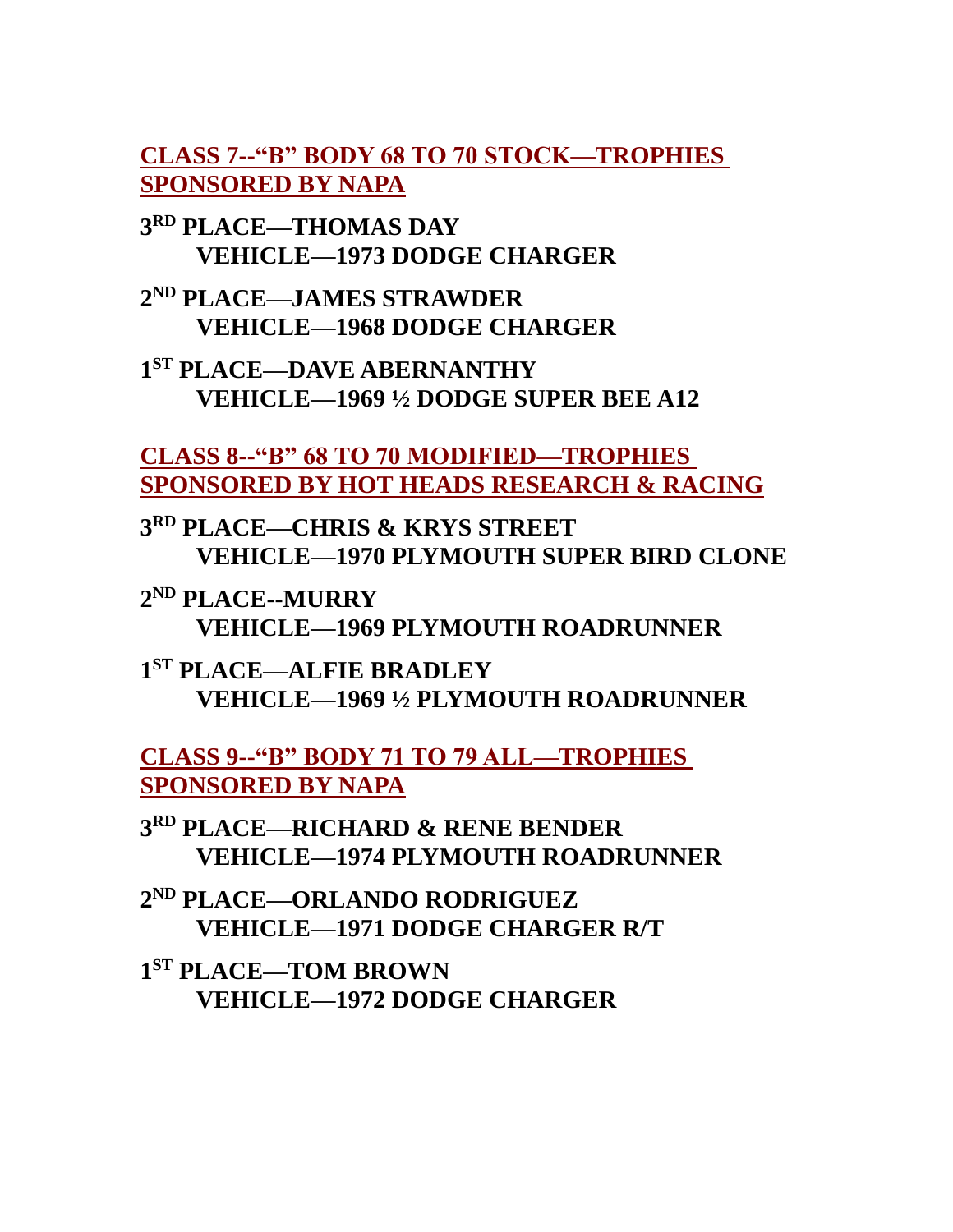## CLASS 7--“B” BODY 68 TO 70 STOCK—TROPHIES SPONSORED BY NAPA

**3RD PLACE—THOMAS DAY**
**VEHICLE—1973 DODGE CHARGER**

**2ND PLACE—JAMES STRAWDER**
**VEHICLE—1968 DODGE CHARGER**

**1ST PLACE—DAVE ABERNANTHY**
**VEHICLE—1969 ½ DODGE SUPER BEE A12**

## CLASS 8--“B” 68 TO 70 MODIFIED—TROPHIES SPONSORED BY HOT HEADS RESEARCH & RACING

**3RD PLACE—CHRIS & KRYS STREET**
**VEHICLE—1970 PLYMOUTH SUPER BIRD CLONE**

**2ND PLACE--MURRY**
**VEHICLE—1969 PLYMOUTH ROADRUNNER**

**1ST PLACE—ALFIE BRADLEY**
**VEHICLE—1969 ½ PLYMOUTH ROADRUNNER**

## CLASS 9--“B” BODY 71 TO 79 ALL—TROPHIES SPONSORED BY NAPA

**3RD PLACE—RICHARD & RENE BENDER**
**VEHICLE—1974 PLYMOUTH ROADRUNNER**

**2ND PLACE—ORLANDO RODRIGUEZ**
**VEHICLE—1971 DODGE CHARGER R/T**

**1ST PLACE—TOM BROWN**
**VEHICLE—1972 DODGE CHARGER**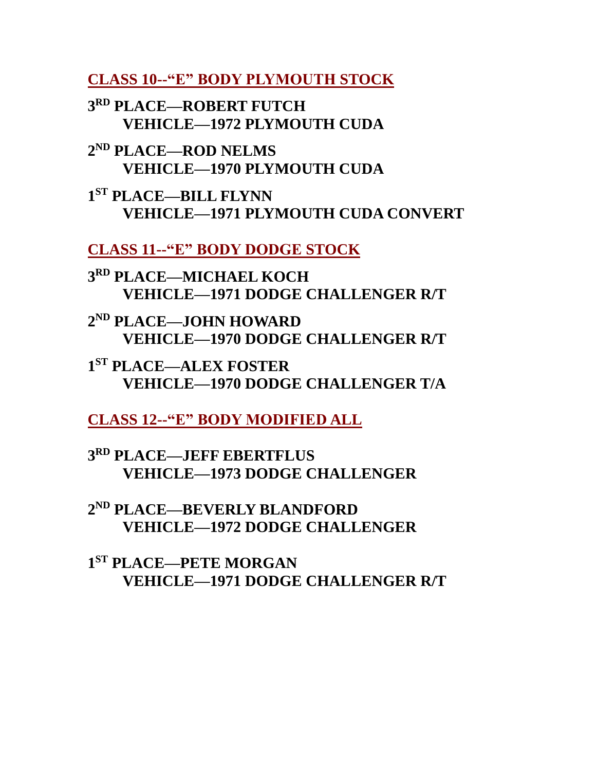## CLASS 10--"E" BODY PLYMOUTH STOCK

**3RD PLACE—ROBERT FUTCH**
**VEHICLE—1972 PLYMOUTH CUDA**

**2ND PLACE—ROD NELMS**
**VEHICLE—1970 PLYMOUTH CUDA**

**1ST PLACE—BILL FLYNN**
**VEHICLE—1971 PLYMOUTH CUDA CONVERT**

## CLASS 11--"E" BODY DODGE STOCK

**3RD PLACE—MICHAEL KOCH**
**VEHICLE—1971 DODGE CHALLENGER R/T**

**2ND PLACE—JOHN HOWARD**
**VEHICLE—1970 DODGE CHALLENGER R/T**

**1ST PLACE—ALEX FOSTER**
**VEHICLE—1970 DODGE CHALLENGER T/A**

## CLASS 12--"E" BODY MODIFIED ALL

**3RD PLACE—JEFF EBERTFLUS**
**VEHICLE—1973 DODGE CHALLENGER**

**2ND PLACE—BEVERLY BLANDFORD**
**VEHICLE—1972 DODGE CHALLENGER**

**1ST PLACE—PETE MORGAN**
**VEHICLE—1971 DODGE CHALLENGER R/T**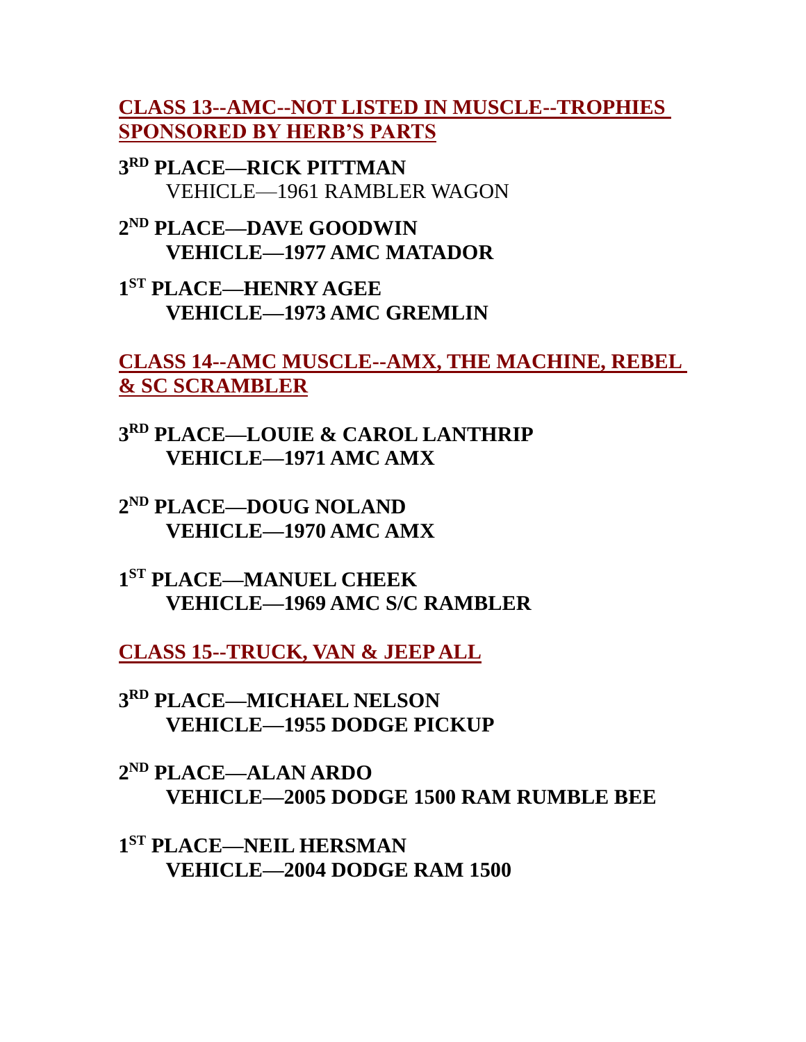## CLASS 13--AMC--NOT LISTED IN MUSCLE--TROPHIES SPONSORED BY HERB'S PARTS

**3RD PLACE—RICK PITTMAN**
VEHICLE—1961 RAMBLER WAGON

**2ND PLACE—DAVE GOODWIN**
**VEHICLE—1977 AMC MATADOR**

**1ST PLACE—HENRY AGEE**
**VEHICLE—1973 AMC GREMLIN**

## CLASS 14--AMC MUSCLE--AMX, THE MACHINE, REBEL & SC SCRAMBLER

**3RD PLACE—LOUIE & CAROL LANTHRIP**
**VEHICLE—1971 AMC AMX**

**2ND PLACE—DOUG NOLAND**
**VEHICLE—1970 AMC AMX**

**1ST PLACE—MANUEL CHEEK**
**VEHICLE—1969 AMC S/C RAMBLER**

## CLASS 15--TRUCK, VAN & JEEP ALL

**3RD PLACE—MICHAEL NELSON**
**VEHICLE—1955 DODGE PICKUP**

**2ND PLACE—ALAN ARDO**
**VEHICLE—2005 DODGE 1500 RAM RUMBLE BEE**

**1ST PLACE—NEIL HERSMAN**
**VEHICLE—2004 DODGE RAM 1500**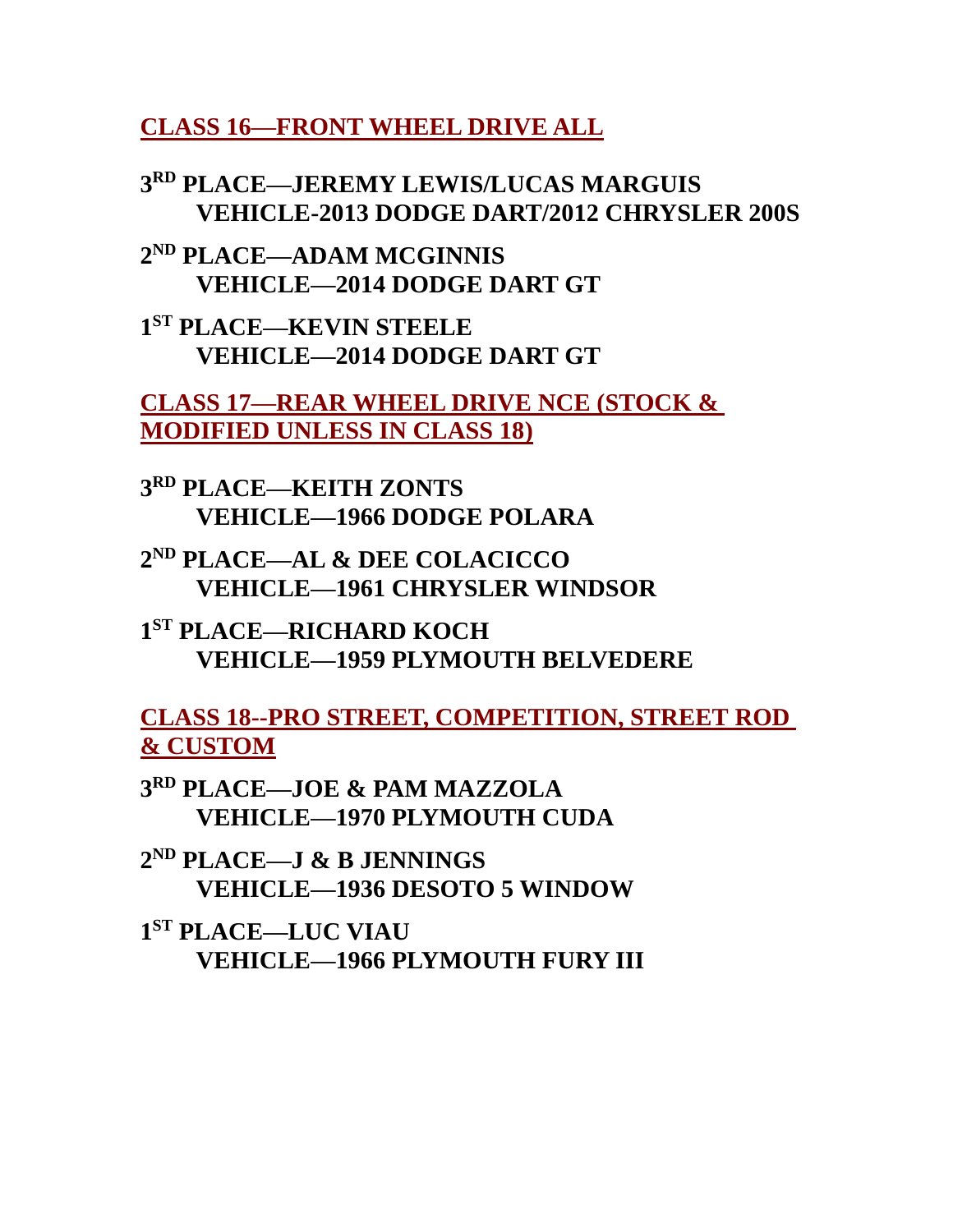## CLASS 16—FRONT WHEEL DRIVE ALL

**3RD PLACE—JEREMY LEWIS/LUCAS MARGUIS**
**VEHICLE-2013 DODGE DART/2012 CHRYSLER 200S**

**2ND PLACE—ADAM MCGINNIS**
**VEHICLE—2014 DODGE DART GT**

**1ST PLACE—KEVIN STEELE**
**VEHICLE—2014 DODGE DART GT**

## CLASS 17—REAR WHEEL DRIVE NCE (STOCK & MODIFIED UNLESS IN CLASS 18)

**3RD PLACE—KEITH ZONTS**
**VEHICLE—1966 DODGE POLARA**

**2ND PLACE—AL & DEE COLACICCO**
**VEHICLE—1961 CHRYSLER WINDSOR**

**1ST PLACE—RICHARD KOCH**
**VEHICLE—1959 PLYMOUTH BELVEDERE**

## CLASS 18--PRO STREET, COMPETITION, STREET ROD & CUSTOM

**3RD PLACE—JOE & PAM MAZZOLA**
**VEHICLE—1970 PLYMOUTH CUDA**

**2ND PLACE—J & B JENNINGS**
**VEHICLE—1936 DESOTO 5 WINDOW**

**1ST PLACE—LUC VIAU**
**VEHICLE—1966 PLYMOUTH FURY III**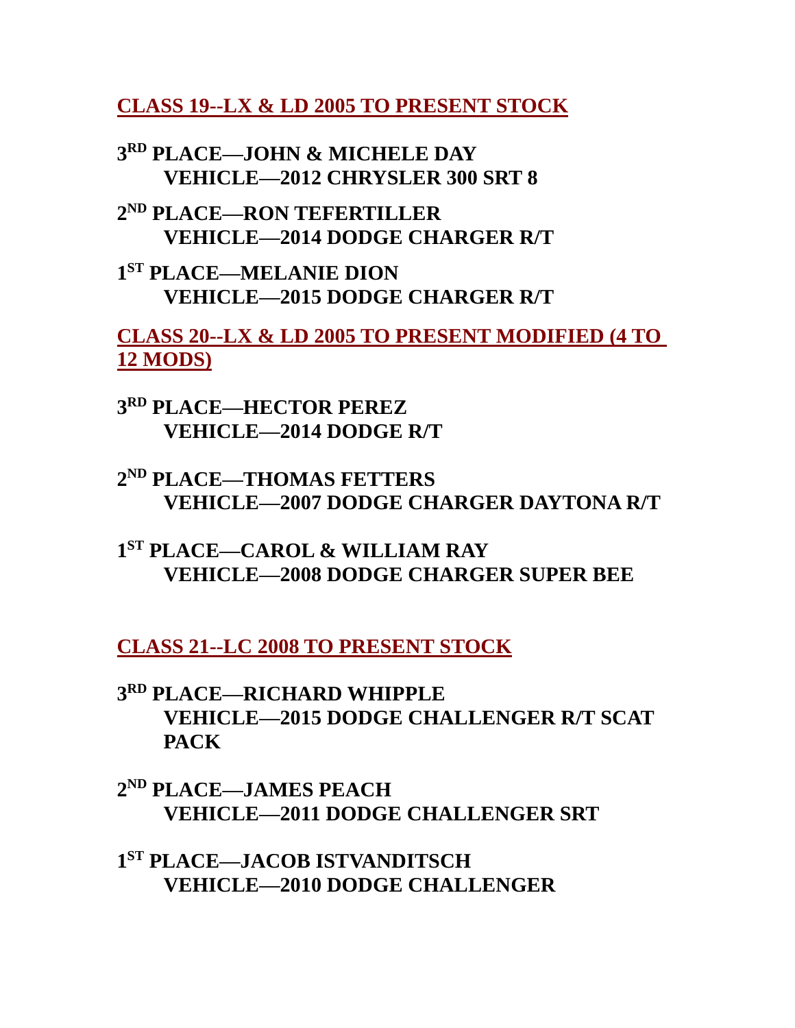## CLASS 19--LX & LD 2005 TO PRESENT STOCK

**3RD PLACE—JOHN & MICHELE DAY**
**VEHICLE—2012 CHRYSLER 300 SRT 8**

**2ND PLACE—RON TEFERTILLER**
**VEHICLE—2014 DODGE CHARGER R/T**

**1ST PLACE—MELANIE DION**
**VEHICLE—2015 DODGE CHARGER R/T**

## CLASS 20--LX & LD 2005 TO PRESENT MODIFIED (4 TO 12 MODS)

**3RD PLACE—HECTOR PEREZ**
**VEHICLE—2014 DODGE R/T**

**2ND PLACE—THOMAS FETTERS**
**VEHICLE—2007 DODGE CHARGER DAYTONA R/T**

**1ST PLACE—CAROL & WILLIAM RAY**
**VEHICLE—2008 DODGE CHARGER SUPER BEE**

## CLASS 21--LC 2008 TO PRESENT STOCK

**3RD PLACE—RICHARD WHIPPLE**
**VEHICLE—2015 DODGE CHALLENGER R/T SCAT PACK**

**2ND PLACE—JAMES PEACH**
**VEHICLE—2011 DODGE CHALLENGER SRT**

**1ST PLACE—JACOB ISTVANDITSCH**
**VEHICLE—2010 DODGE CHALLENGER**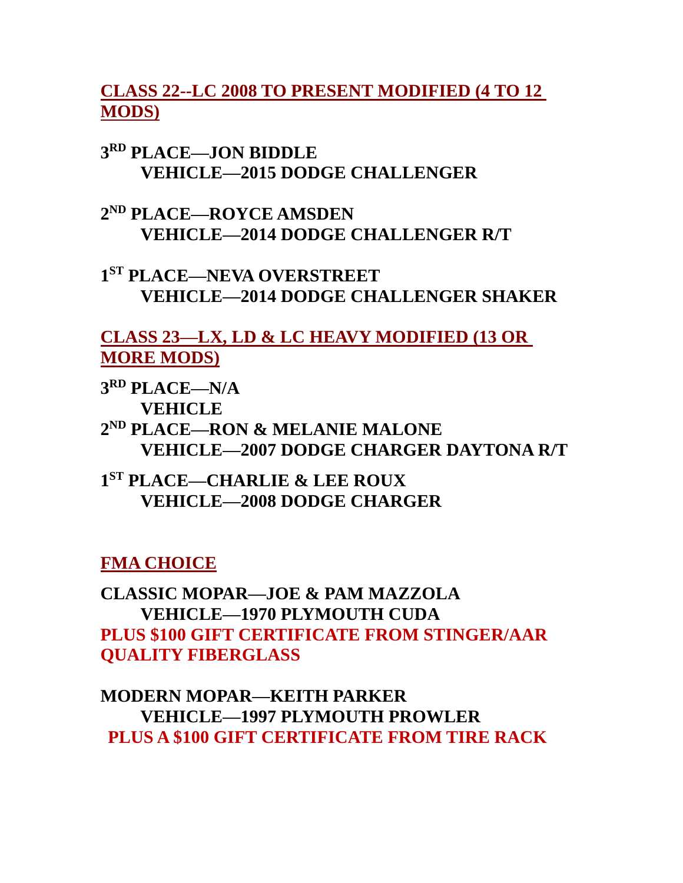## CLASS 22--LC 2008 TO PRESENT MODIFIED (4 TO 12 MODS)

**3RD PLACE—JON BIDDLE**
**VEHICLE—2015 DODGE CHALLENGER**

**2ND PLACE—ROYCE AMSDEN**
**VEHICLE—2014 DODGE CHALLENGER R/T**

**1ST PLACE—NEVA OVERSTREET**
**VEHICLE—2014 DODGE CHALLENGER SHAKER**

## CLASS 23—LX, LD & LC HEAVY MODIFIED (13 OR MORE MODS)

**3RD PLACE—N/A**
**VEHICLE**
**2ND PLACE—RON & MELANIE MALONE**
**VEHICLE—2007 DODGE CHARGER DAYTONA R/T**

**1ST PLACE—CHARLIE & LEE ROUX**
**VEHICLE—2008 DODGE CHARGER**

## FMA CHOICE

**CLASSIC MOPAR—JOE & PAM MAZZOLA**
**VEHICLE—1970 PLYMOUTH CUDA**
**PLUS $100 GIFT CERTIFICATE FROM STINGER/AAR QUALITY FIBERGLASS**

**MODERN MOPAR—KEITH PARKER**
**VEHICLE—1997 PLYMOUTH PROWLER**
**PLUS A $100 GIFT CERTIFICATE FROM TIRE RACK**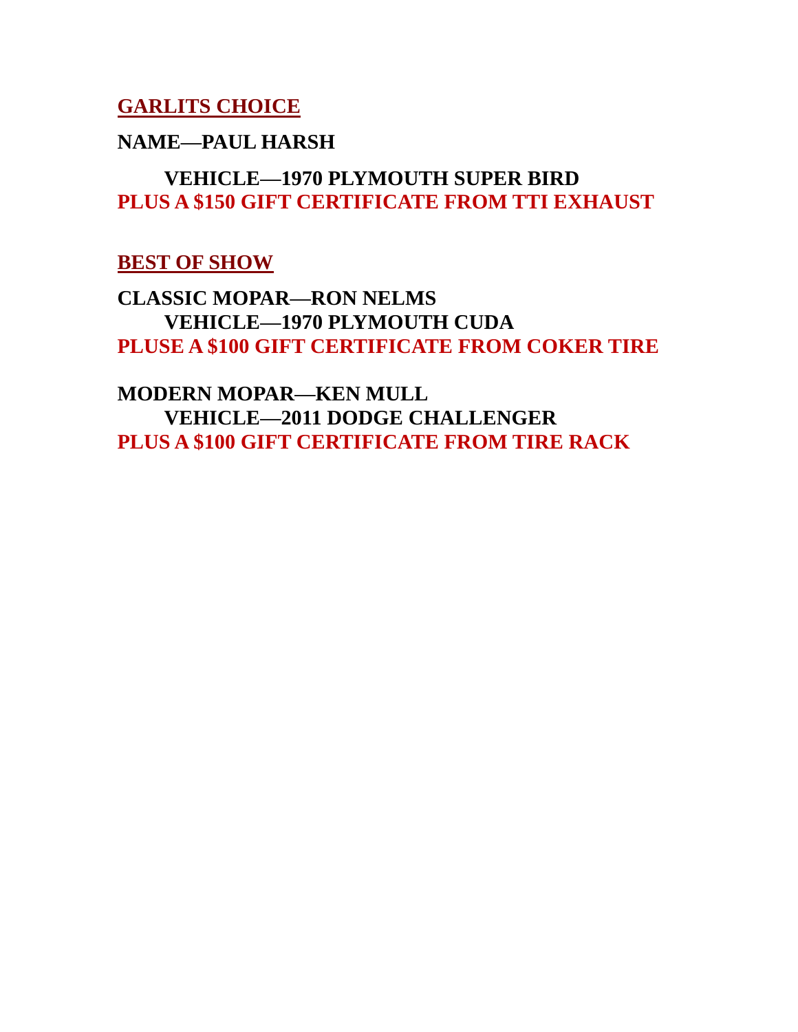## GARLITS CHOICE

**NAME—PAUL HARSH**

**VEHICLE—1970 PLYMOUTH SUPER BIRD**
**PLUS A $150 GIFT CERTIFICATE FROM TTI EXHAUST**

## BEST OF SHOW

**CLASSIC MOPAR—RON NELMS**
**VEHICLE—1970 PLYMOUTH CUDA**
**PLUSE A $100 GIFT CERTIFICATE FROM COKER TIRE**

**MODERN MOPAR—KEN MULL**
**VEHICLE—2011 DODGE CHALLENGER**
**PLUS A $100 GIFT CERTIFICATE FROM TIRE RACK**